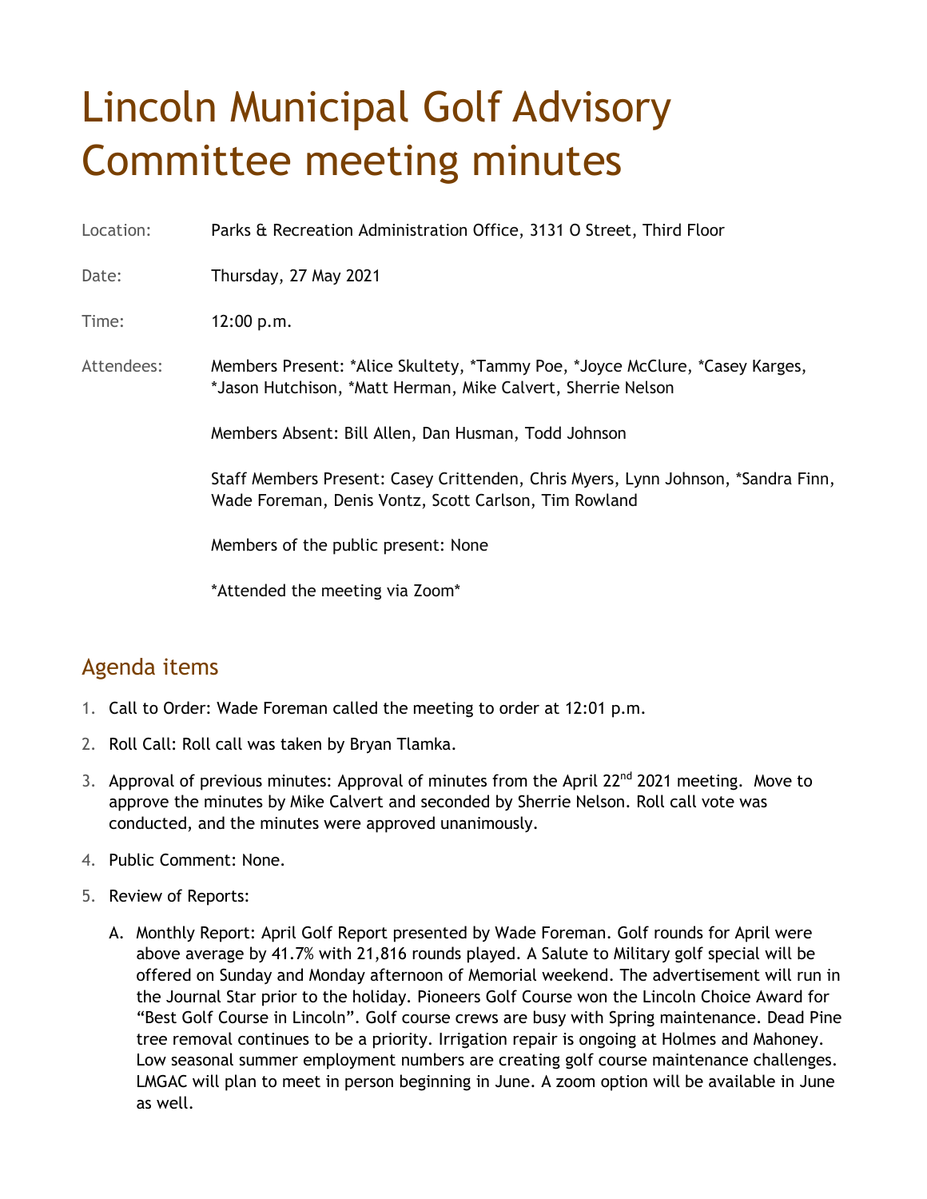# Lincoln Municipal Golf Advisory Committee meeting minutes

Location: Parks & Recreation Administration Office, 3131 O Street, Third Floor

Date: Thursday, 27 May 2021

Time: 12:00 p.m.

Attendees: Members Present: *Alice Skultety, *Tammy Poe, *Joyce McClure, *Casey Karges, *Jason Hutchison, *Matt Herman, Mike Calvert, Sherrie Nelson

Members Absent: Bill Allen, Dan Husman, Todd Johnson

Staff Members Present: Casey Crittenden, Chris Myers, Lynn Johnson, *Sandra Finn, Wade Foreman, Denis Vontz, Scott Carlson, Tim Rowland

Members of the public present: None

*Attended the meeting via Zoom*

## Agenda items

1. Call to Order: Wade Foreman called the meeting to order at 12:01 p.m.
2. Roll Call: Roll call was taken by Bryan Tlamka.
3. Approval of previous minutes: Approval of minutes from the April 22nd 2021 meeting. Move to approve the minutes by Mike Calvert and seconded by Sherrie Nelson. Roll call vote was conducted, and the minutes were approved unanimously.
4. Public Comment: None.
5. Review of Reports:
   A. Monthly Report: April Golf Report presented by Wade Foreman. Golf rounds for April were above average by 41.7% with 21,816 rounds played. A Salute to Military golf special will be offered on Sunday and Monday afternoon of Memorial weekend. The advertisement will run in the Journal Star prior to the holiday. Pioneers Golf Course won the Lincoln Choice Award for "Best Golf Course in Lincoln". Golf course crews are busy with Spring maintenance. Dead Pine tree removal continues to be a priority. Irrigation repair is ongoing at Holmes and Mahoney. Low seasonal summer employment numbers are creating golf course maintenance challenges. LMGAC will plan to meet in person beginning in June. A zoom option will be available in June as well.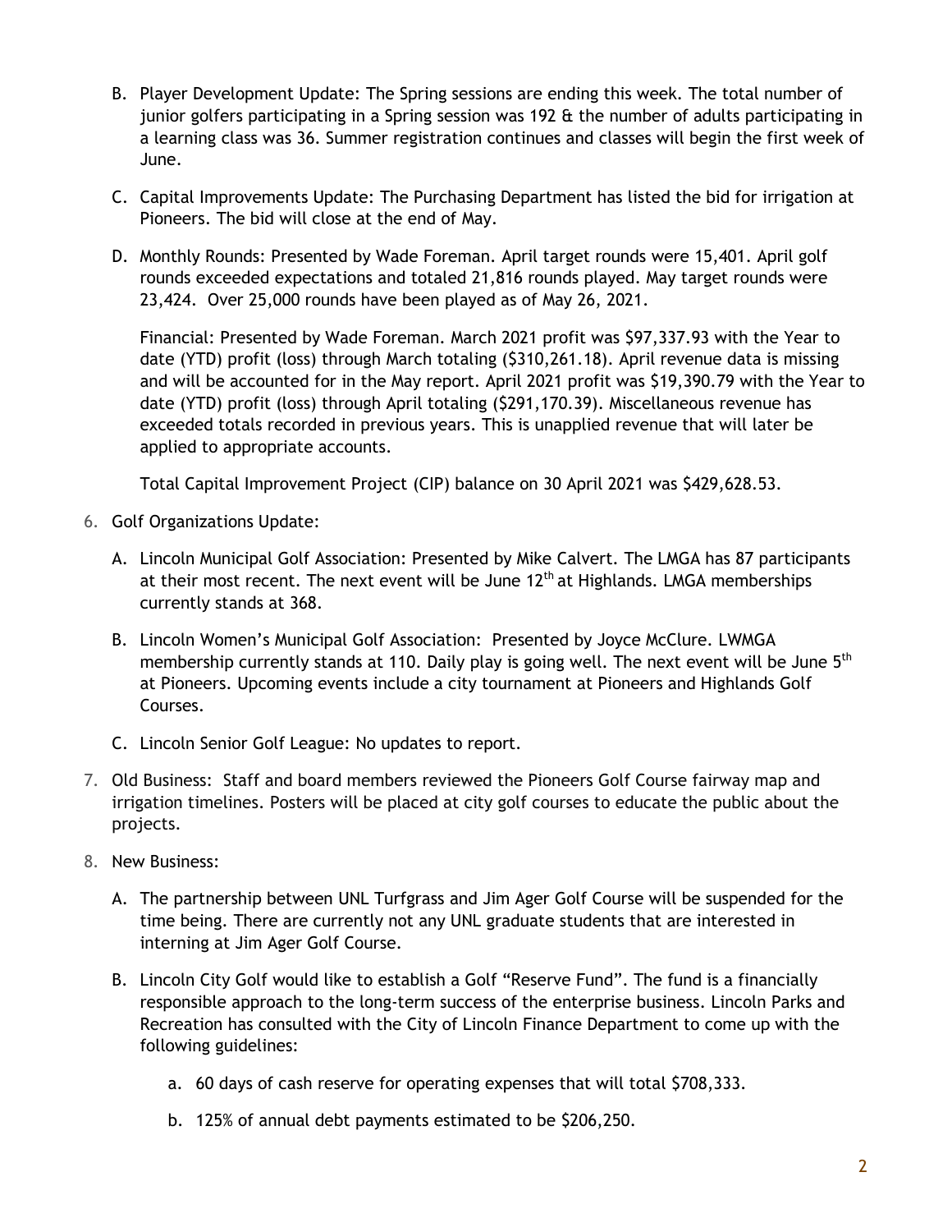B. Player Development Update: The Spring sessions are ending this week. The total number of junior golfers participating in a Spring session was 192 & the number of adults participating in a learning class was 36. Summer registration continues and classes will begin the first week of June.

C. Capital Improvements Update: The Purchasing Department has listed the bid for irrigation at Pioneers. The bid will close at the end of May.

D. Monthly Rounds: Presented by Wade Foreman. April target rounds were 15,401. April golf rounds exceeded expectations and totaled 21,816 rounds played. May target rounds were 23,424. Over 25,000 rounds have been played as of May 26, 2021.

   Financial: Presented by Wade Foreman. March 2021 profit was $97,337.93 with the Year to date (YTD) profit (loss) through March totaling ($310,261.18). April revenue data is missing and will be accounted for in the May report. April 2021 profit was $19,390.79 with the Year to date (YTD) profit (loss) through April totaling ($291,170.39). Miscellaneous revenue has exceeded totals recorded in previous years. This is unapplied revenue that will later be applied to appropriate accounts.

   Total Capital Improvement Project (CIP) balance on 30 April 2021 was $429,628.53.

6. Golf Organizations Update:

   A. Lincoln Municipal Golf Association: Presented by Mike Calvert. The LMGA has 87 participants at their most recent. The next event will be June 12th at Highlands. LMGA memberships currently stands at 368.

   B. Lincoln Women's Municipal Golf Association: Presented by Joyce McClure. LWMGA membership currently stands at 110. Daily play is going well. The next event will be June 5th at Pioneers. Upcoming events include a city tournament at Pioneers and Highlands Golf Courses.

   C. Lincoln Senior Golf League: No updates to report.

7. Old Business: Staff and board members reviewed the Pioneers Golf Course fairway map and irrigation timelines. Posters will be placed at city golf courses to educate the public about the projects.

8. New Business:

   A. The partnership between UNL Turfgrass and Jim Ager Golf Course will be suspended for the time being. There are currently not any UNL graduate students that are interested in interning at Jim Ager Golf Course.

   B. Lincoln City Golf would like to establish a Golf "Reserve Fund". The fund is a financially responsible approach to the long-term success of the enterprise business. Lincoln Parks and Recreation has consulted with the City of Lincoln Finance Department to come up with the following guidelines:

      a. 60 days of cash reserve for operating expenses that will total $708,333.

      b. 125% of annual debt payments estimated to be $206,250.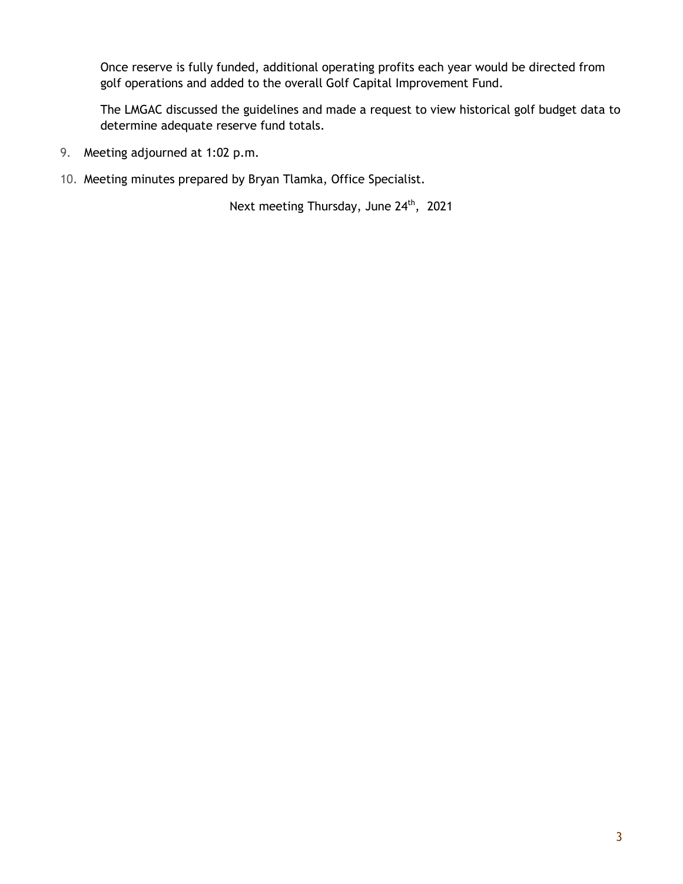Once reserve is fully funded, additional operating profits each year would be directed from golf operations and added to the overall Golf Capital Improvement Fund.

The LMGAC discussed the guidelines and made a request to view historical golf budget data to determine adequate reserve fund totals.

9. Meeting adjourned at 1:02 p.m.
10. Meeting minutes prepared by Bryan Tlamka, Office Specialist.

Next meeting Thursday, June 24th, 2021